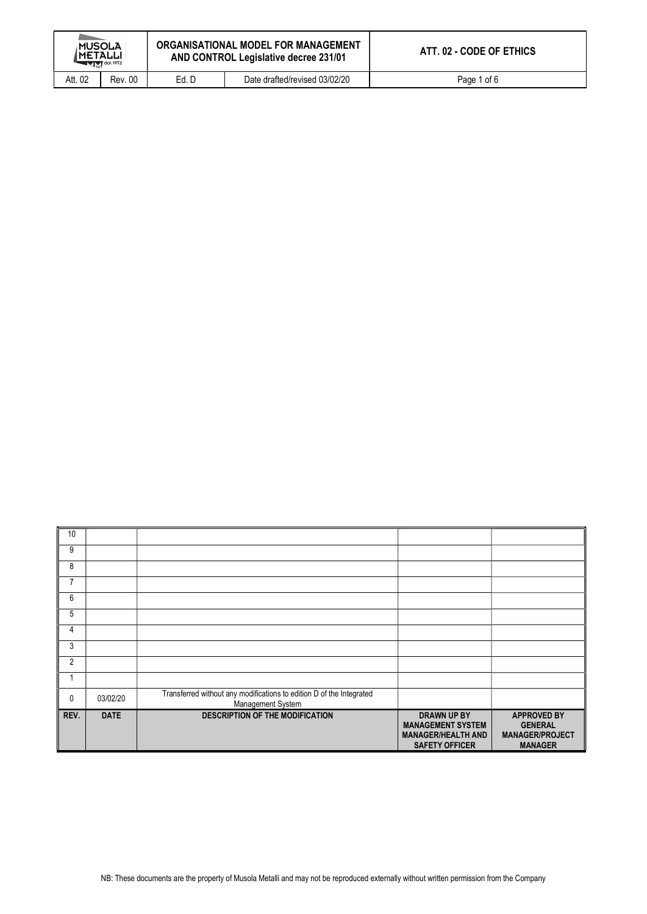| REV. | DATE | DESCRIPTION OF THE MODIFICATION | DRAWN UP BY MANAGEMENT SYSTEM MANAGER/HEALTH AND SAFETY OFFICER | APPROVED BY GENERAL MANAGER/PROJECT MANAGER |
|---|---|---|---|---|
| 10 | | | | |
| 9 | | | | |
| 8 | | | | |
| 7 | | | | |
| 6 | | | | |
| 5 | | | | |
| 4 | | | | |
| 3 | | | | |
| 2 | | | | |
| 1 | | | | |
| 0 | 03/02/20 | Transferred without any modifications to edition D of the Integrated Management System | | |

NB: These documents are the property of Musola Metalli and may not be reproduced externally without written permission from the Company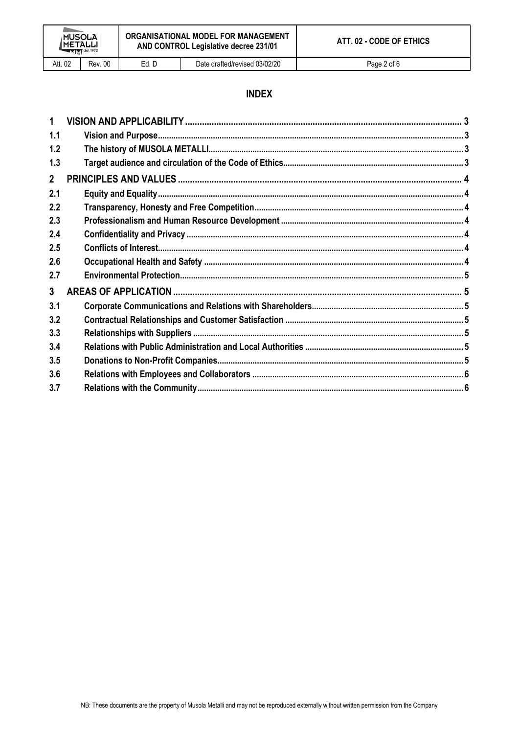# INDEX

| | | |
|---|---|---|
| 1 | VISION AND APPLICABILITY | 3 |
| 1.1 | Vision and Purpose | 3 |
| 1.2 | The history of MUSOLA METALLI | 3 |
| 1.3 | Target audience and circulation of the Code of Ethics | 3 |
| 2 | PRINCIPLES AND VALUES | 4 |
| 2.1 | Equity and Equality | 4 |
| 2.2 | Transparency, Honesty and Free Competition | 4 |
| 2.3 | Professionalism and Human Resource Development | 4 |
| 2.4 | Confidentiality and Privacy | 4 |
| 2.5 | Conflicts of Interest | 4 |
| 2.6 | Occupational Health and Safety | 4 |
| 2.7 | Environmental Protection | 5 |
| 3 | AREAS OF APPLICATION | 5 |
| 3.1 | Corporate Communications and Relations with Shareholders | 5 |
| 3.2 | Contractual Relationships and Customer Satisfaction | 5 |
| 3.3 | Relationships with Suppliers | 5 |
| 3.4 | Relations with Public Administration and Local Authorities | 5 |
| 3.5 | Donations to Non-Profit Companies | 5 |
| 3.6 | Relations with Employees and Collaborators | 6 |
| 3.7 | Relations with the Community | 6 |

NB: These documents are the property of Musola Metalli and may not be reproduced externally without written permission from the Company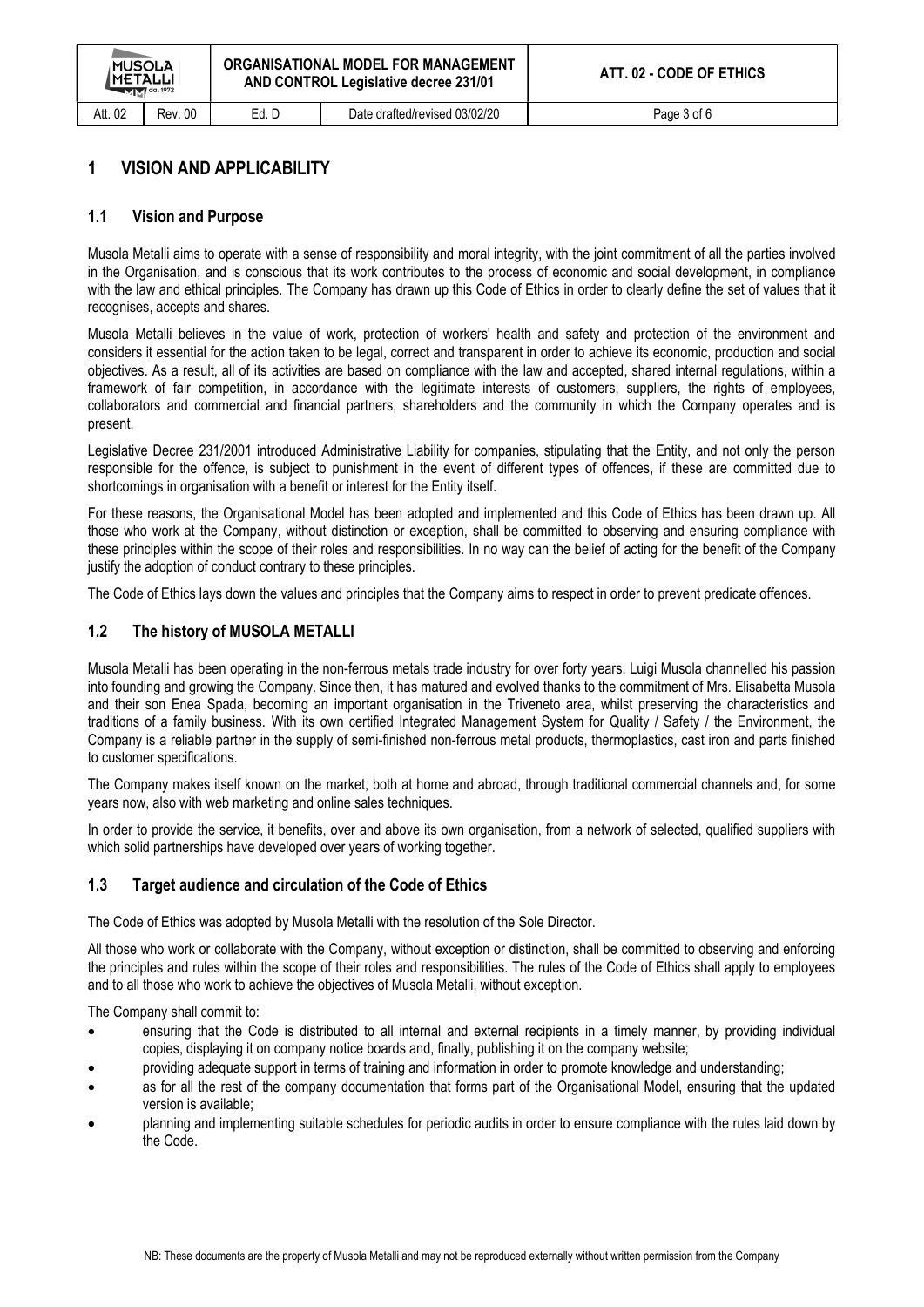# 1 VISION AND APPLICABILITY

## 1.1 Vision and Purpose

Musola Metalli aims to operate with a sense of responsibility and moral integrity, with the joint commitment of all the parties involved in the Organisation, and is conscious that its work contributes to the process of economic and social development, in compliance with the law and ethical principles. The Company has drawn up this Code of Ethics in order to clearly define the set of values that it recognises, accepts and shares.

Musola Metalli believes in the value of work, protection of workers' health and safety and protection of the environment and considers it essential for the action taken to be legal, correct and transparent in order to achieve its economic, production and social objectives. As a result, all of its activities are based on compliance with the law and accepted, shared internal regulations, within a framework of fair competition, in accordance with the legitimate interests of customers, suppliers, the rights of employees, collaborators and commercial and financial partners, shareholders and the community in which the Company operates and is present.

Legislative Decree 231/2001 introduced Administrative Liability for companies, stipulating that the Entity, and not only the person responsible for the offence, is subject to punishment in the event of different types of offences, if these are committed due to shortcomings in organisation with a benefit or interest for the Entity itself.

For these reasons, the Organisational Model has been adopted and implemented and this Code of Ethics has been drawn up. All those who work at the Company, without distinction or exception, shall be committed to observing and ensuring compliance with these principles within the scope of their roles and responsibilities. In no way can the belief of acting for the benefit of the Company justify the adoption of conduct contrary to these principles.

The Code of Ethics lays down the values and principles that the Company aims to respect in order to prevent predicate offences.

## 1.2 The history of MUSOLA METALLI

Musola Metalli has been operating in the non-ferrous metals trade industry for over forty years. Luigi Musola channelled his passion into founding and growing the Company. Since then, it has matured and evolved thanks to the commitment of Mrs. Elisabetta Musola and their son Enea Spada, becoming an important organisation in the Triveneto area, whilst preserving the characteristics and traditions of a family business. With its own certified Integrated Management System for Quality / Safety / the Environment, the Company is a reliable partner in the supply of semi-finished non-ferrous metal products, thermoplastics, cast iron and parts finished to customer specifications.

The Company makes itself known on the market, both at home and abroad, through traditional commercial channels and, for some years now, also with web marketing and online sales techniques.

In order to provide the service, it benefits, over and above its own organisation, from a network of selected, qualified suppliers with which solid partnerships have developed over years of working together.

## 1.3 Target audience and circulation of the Code of Ethics

The Code of Ethics was adopted by Musola Metalli with the resolution of the Sole Director.

All those who work or collaborate with the Company, without exception or distinction, shall be committed to observing and enforcing the principles and rules within the scope of their roles and responsibilities. The rules of the Code of Ethics shall apply to employees and to all those who work to achieve the objectives of Musola Metalli, without exception.

The Company shall commit to:

- ensuring that the Code is distributed to all internal and external recipients in a timely manner, by providing individual copies, displaying it on company notice boards and, finally, publishing it on the company website;
- providing adequate support in terms of training and information in order to promote knowledge and understanding;
- as for all the rest of the company documentation that forms part of the Organisational Model, ensuring that the updated version is available;
- planning and implementing suitable schedules for periodic audits in order to ensure compliance with the rules laid down by the Code.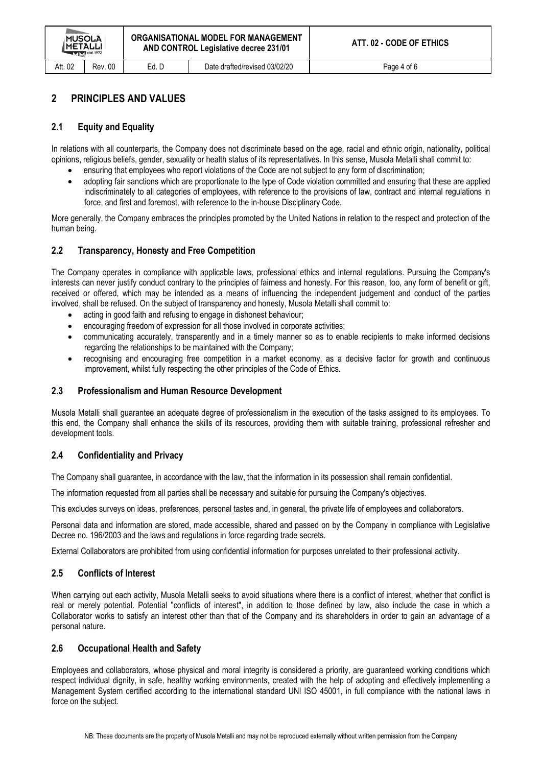# 2 PRINCIPLES AND VALUES

## 2.1 Equity and Equality

In relations with all counterparts, the Company does not discriminate based on the age, racial and ethnic origin, nationality, political opinions, religious beliefs, gender, sexuality or health status of its representatives. In this sense, Musola Metalli shall commit to:

- ensuring that employees who report violations of the Code are not subject to any form of discrimination;
- adopting fair sanctions which are proportionate to the type of Code violation committed and ensuring that these are applied indiscriminately to all categories of employees, with reference to the provisions of law, contract and internal regulations in force, and first and foremost, with reference to the in-house Disciplinary Code.

More generally, the Company embraces the principles promoted by the United Nations in relation to the respect and protection of the human being.

## 2.2 Transparency, Honesty and Free Competition

The Company operates in compliance with applicable laws, professional ethics and internal regulations. Pursuing the Company's interests can never justify conduct contrary to the principles of fairness and honesty. For this reason, too, any form of benefit or gift, received or offered, which may be intended as a means of influencing the independent judgement and conduct of the parties involved, shall be refused. On the subject of transparency and honesty, Musola Metalli shall commit to:

- acting in good faith and refusing to engage in dishonest behaviour;
- encouraging freedom of expression for all those involved in corporate activities;
- communicating accurately, transparently and in a timely manner so as to enable recipients to make informed decisions regarding the relationships to be maintained with the Company;
- recognising and encouraging free competition in a market economy, as a decisive factor for growth and continuous improvement, whilst fully respecting the other principles of the Code of Ethics.

## 2.3 Professionalism and Human Resource Development

Musola Metalli shall guarantee an adequate degree of professionalism in the execution of the tasks assigned to its employees. To this end, the Company shall enhance the skills of its resources, providing them with suitable training, professional refresher and development tools.

## 2.4 Confidentiality and Privacy

The Company shall guarantee, in accordance with the law, that the information in its possession shall remain confidential.

The information requested from all parties shall be necessary and suitable for pursuing the Company's objectives.

This excludes surveys on ideas, preferences, personal tastes and, in general, the private life of employees and collaborators.

Personal data and information are stored, made accessible, shared and passed on by the Company in compliance with Legislative Decree no. 196/2003 and the laws and regulations in force regarding trade secrets.

External Collaborators are prohibited from using confidential information for purposes unrelated to their professional activity.

## 2.5 Conflicts of Interest

When carrying out each activity, Musola Metalli seeks to avoid situations where there is a conflict of interest, whether that conflict is real or merely potential. Potential "conflicts of interest", in addition to those defined by law, also include the case in which a Collaborator works to satisfy an interest other than that of the Company and its shareholders in order to gain an advantage of a personal nature.

## 2.6 Occupational Health and Safety

Employees and collaborators, whose physical and moral integrity is considered a priority, are guaranteed working conditions which respect individual dignity, in safe, healthy working environments, created with the help of adopting and effectively implementing a Management System certified according to the international standard UNI ISO 45001, in full compliance with the national laws in force on the subject.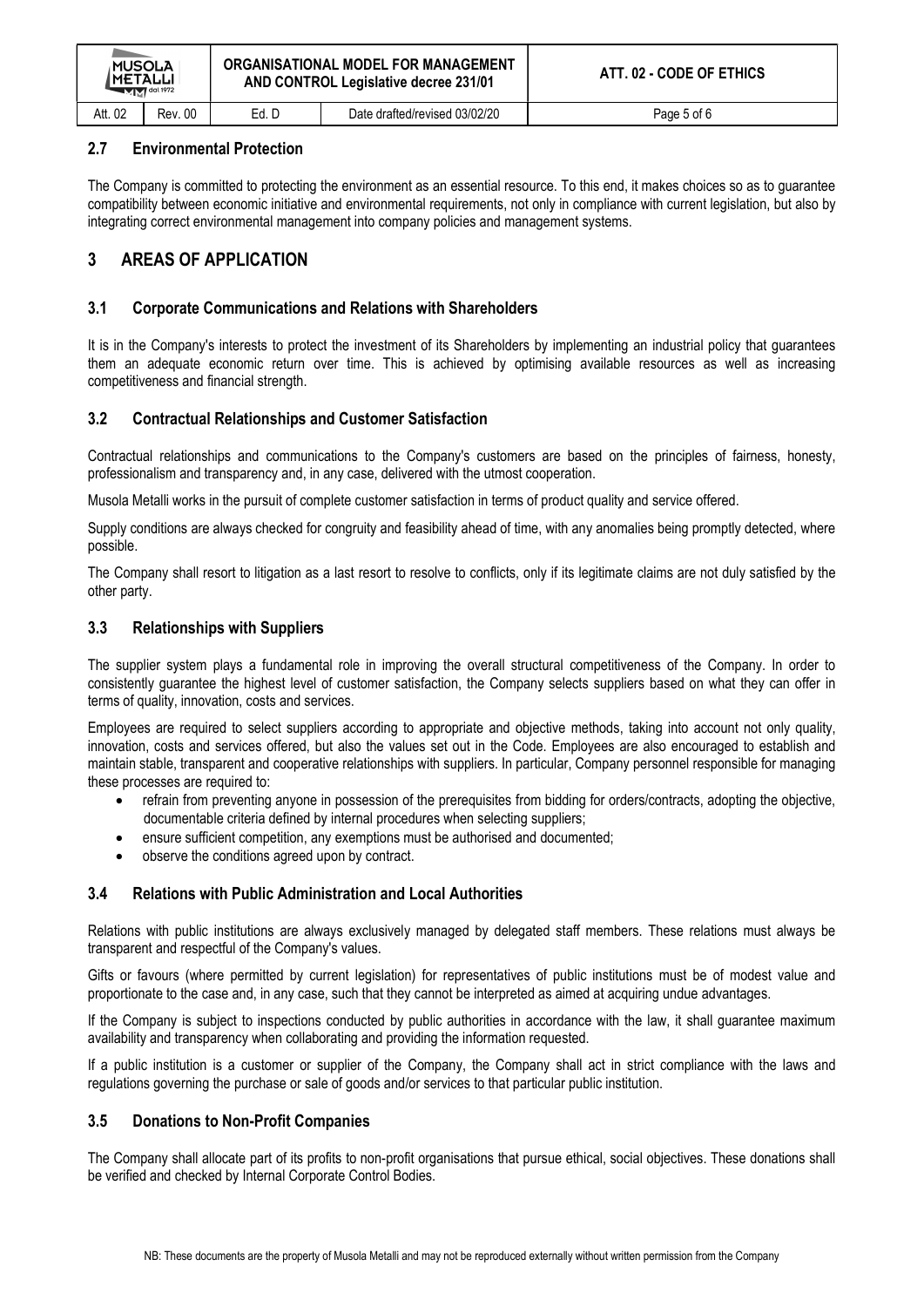## 2.7 Environmental Protection

The Company is committed to protecting the environment as an essential resource. To this end, it makes choices so as to guarantee compatibility between economic initiative and environmental requirements, not only in compliance with current legislation, but also by integrating correct environmental management into company policies and management systems.

# 3 AREAS OF APPLICATION

## 3.1 Corporate Communications and Relations with Shareholders

It is in the Company's interests to protect the investment of its Shareholders by implementing an industrial policy that guarantees them an adequate economic return over time. This is achieved by optimising available resources as well as increasing competitiveness and financial strength.

## 3.2 Contractual Relationships and Customer Satisfaction

Contractual relationships and communications to the Company's customers are based on the principles of fairness, honesty, professionalism and transparency and, in any case, delivered with the utmost cooperation.

Musola Metalli works in the pursuit of complete customer satisfaction in terms of product quality and service offered.

Supply conditions are always checked for congruity and feasibility ahead of time, with any anomalies being promptly detected, where possible.

The Company shall resort to litigation as a last resort to resolve to conflicts, only if its legitimate claims are not duly satisfied by the other party.

## 3.3 Relationships with Suppliers

The supplier system plays a fundamental role in improving the overall structural competitiveness of the Company. In order to consistently guarantee the highest level of customer satisfaction, the Company selects suppliers based on what they can offer in terms of quality, innovation, costs and services.

Employees are required to select suppliers according to appropriate and objective methods, taking into account not only quality, innovation, costs and services offered, but also the values set out in the Code. Employees are also encouraged to establish and maintain stable, transparent and cooperative relationships with suppliers. In particular, Company personnel responsible for managing these processes are required to:

- refrain from preventing anyone in possession of the prerequisites from bidding for orders/contracts, adopting the objective, documentable criteria defined by internal procedures when selecting suppliers;
- ensure sufficient competition, any exemptions must be authorised and documented;
- observe the conditions agreed upon by contract.

## 3.4 Relations with Public Administration and Local Authorities

Relations with public institutions are always exclusively managed by delegated staff members. These relations must always be transparent and respectful of the Company's values.

Gifts or favours (where permitted by current legislation) for representatives of public institutions must be of modest value and proportionate to the case and, in any case, such that they cannot be interpreted as aimed at acquiring undue advantages.

If the Company is subject to inspections conducted by public authorities in accordance with the law, it shall guarantee maximum availability and transparency when collaborating and providing the information requested.

If a public institution is a customer or supplier of the Company, the Company shall act in strict compliance with the laws and regulations governing the purchase or sale of goods and/or services to that particular public institution.

## 3.5 Donations to Non-Profit Companies

The Company shall allocate part of its profits to non-profit organisations that pursue ethical, social objectives. These donations shall be verified and checked by Internal Corporate Control Bodies.

NB: These documents are the property of Musola Metalli and may not be reproduced externally without written permission from the Company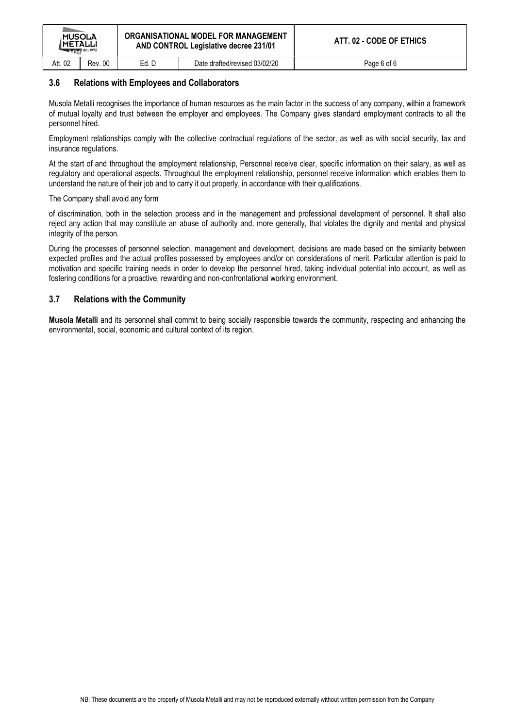### 3.6 Relations with Employees and Collaborators

Musola Metalli recognises the importance of human resources as the main factor in the success of any company, within a framework of mutual loyalty and trust between the employer and employees. The Company gives standard employment contracts to all the personnel hired.

Employment relationships comply with the collective contractual regulations of the sector, as well as with social security, tax and insurance regulations.

At the start of and throughout the employment relationship, Personnel receive clear, specific information on their salary, as well as regulatory and operational aspects. Throughout the employment relationship, personnel receive information which enables them to understand the nature of their job and to carry it out properly, in accordance with their qualifications.

The Company shall avoid any form

of discrimination, both in the selection process and in the management and professional development of personnel. It shall also reject any action that may constitute an abuse of authority and, more generally, that violates the dignity and mental and physical integrity of the person.

During the processes of personnel selection, management and development, decisions are made based on the similarity between expected profiles and the actual profiles possessed by employees and/or on considerations of merit. Particular attention is paid to motivation and specific training needs in order to develop the personnel hired, taking individual potential into account, as well as fostering conditions for a proactive, rewarding and non-confrontational working environment.

### 3.7 Relations with the Community

**Musola Metalli** and its personnel shall commit to being socially responsible towards the community, respecting and enhancing the environmental, social, economic and cultural context of its region.